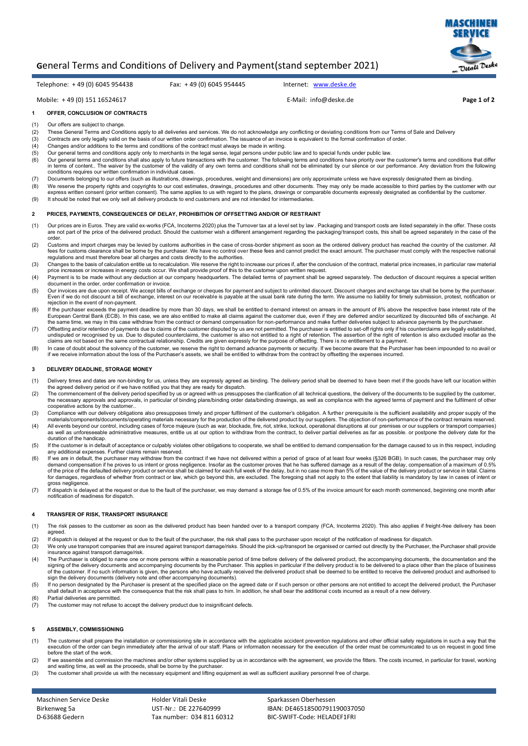# General Terms and Conditions of Delivery and Payment(stand september 2021)

Telephone: +49 (0) 6045 954438  Fax: +49 (0) 6045 954445  Internet: www.deske.de

Mobile: +49 (0) 151 16524617  E-Mail: info@deske.de

## 1 OFFER, CONCLUSION OF CONTRACTS

(1) Our offers are subject to change.

(2) These General Terms and Conditions apply to all deliveries and services. We do not acknowledge any conflicting or deviating conditions from our Terms of Sale and Delivery

(3) Contracts are only legally valid on the basis of our written order confirmation. The issuance of an invoice is equivalent to the formal confirmation of order.

(4) Changes and/or additions to the terms and conditions of the contract must always be made in writing.

(5) Our general terms and conditions apply only to merchants in the legal sense, legal persons under public law and to special funds under public law.

(6) Our general terms and conditions shall also apply to future transactions with the customer. The following terms and conditions have priority over the customer's terms and conditions that differ in terms of content.. The waiver by the customer of the validity of any own terms and conditions shall not be eliminated by our silence or our performance. Any deviation from the following conditions requires our written confirmation in individual cases.

(7) Documents belonging to our offers (such as illustrations, drawings, procedures, weight and dimensions) are only approximate unless we have expressly designated them as binding.

(8) We reserve the property rights and copyrights to our cost estimates, drawings, procedures and other documents. They may only be made accessible to third parties by the customer with our express written consent (prior written consent). The same applies to us with regard to the plans, drawings or comparable documents expressly designated as confidential by the customer.

(9) It should be noted that we only sell all delivery products to end customers and are not intended for intermediaries.

## 2 PRICES, PAYMENTS, CONSEQUENCES OF DELAY, PROHIBITION OF OFFSETTING AND/OR OF RESTRAINT

(1) Our prices are in Euros. They are valid ex-works (FCA, Incoterms 2020) plus the Turnover tax at a level set by law . Packaging and transport costs are listed separately in the offer. These costs are not part of the price of the delivered product. Should the customer wish a different arrangement regarding the packaging/transport costs, this shall be agreed separately in the case of the order.

(2) Customs and import charges may be levied by customs authorities in the case of cross-border shipment as soon as the ordered delivery product has reached the country of the customer. All fees for customs clearance shall be borne by the purchaser. We have no control over these fees and cannot predict the exact amount. The purchaser must comply with the respective national regulations and must therefore bear all charges and costs directly to the authorities.

(3) Changes to the basis of calculation entitle us to recalculation. We reserve the right to increase our prices if, after the conclusion of the contract, material price increases, in particular raw material price increases or increases in energy costs occur. We shall provide proof of this to the customer upon written request.

(4) Payment is to be made without any deduction at our company headquarters. The detailed terms of payment shall be agreed separately. The deduction of discount requires a special written document in the order, order confirmation or invoice.

(5) Our invoices are due upon receipt. We accept bills of exchange or cheques for payment and subject to unlimited discount. Discount charges and exchange tax shall be borne by the purchaser. Even if we do not discount a bill of exchange, interest on our receivable is payable at the usual bank rate during the term. We assume no liability for timely submission, protest, notification or rejection in the event of non-payment.

(6) If the purchaser exceeds the payment deadline by more than 30 days, we shall be entitled to demand interest on arrears in the amount of 8% above the respective base interest rate of the European Central Bank (ECB). In this case, we are also entitled to make all claims against the customer due, even if they are deferred and/or securitized by discounted bills of exchange. At the same time, we may in this case withdraw from the contract or demand compensation for non-performance and make further deliveries subject to advance payments by the purchaser.

(7) Offsetting and/or retention of payments due to claims of the customer disputed by us are not permitted. The purchaser is entitled to set-off rights only if his counterclaims are legally established, undisputed or recognised by us. Due to disputed counterclaims, the customer is also not entitled to a right of retention. The assertion of the right of retention is also excluded insofar as the claims are not based on the same contractual relationship. Credits are given expressly for the purpose of offsetting. There is no entitlement to a payment.

(8) In case of doubt about the solvency of the customer, we reserve the right to demand advance payments or security. If we become aware that the Purchaser has been impounded to no avail or if we receive information about the loss of the Purchaser's assets, we shall be entitled to withdraw from the contract by offsetting the expenses incurred.

## 3 DELIVERY DEADLINE, STORAGE MONEY

(1) Delivery times and dates are non-binding for us, unless they are expressly agreed as binding. The delivery period shall be deemed to have been met if the goods have left our location within the agreed delivery period or if we have notified you that they are ready for dispatch.

(2) The commencement of the delivery period specified by us or agreed with us presupposes the clarification of all technical questions, the delivery of the documents to be supplied by the customer, the necessary approvals and approvals, in particular of binding plans/binding order data/binding drawings, as well as compliance with the agreed terms of payment and the fulfilment of other cooperative actions by the customer..

(3) Compliance with our delivery obligations also presupposes timely and proper fulfilment of the customer's obligation. A further prerequisite is the sufficient availability and proper supply of the materials/components/documents/operating materials necessary for the production of the delivered product by our suppliers. The objection of non-performance of the contract remains reserved.

(4) All events beyond our control, including cases of force majeure (such as war, blockade, fire, riot, strike, lockout, operational disruptions at our premises or our suppliers or transport companies) as well as unforeseeable administrative measures, entitle us at our option to withdraw from the contract, to deliver partial deliveries as far as possible. or postpone the delivery date for the duration of the handicap.

(5) If the customer is in default of acceptance or culpably violates other obligations to cooperate, we shall be entitled to demand compensation for the damage caused to us in this respect, including any additional expenses. Further claims remain reserved.

(6) If we are in default, the purchaser may withdraw from the contract if we have not delivered within a period of grace of at least four weeks (§326 BGB). In such cases, the purchaser may only demand compensation if he proves to us intent or gross negligence. Insofar as the customer proves that he has suffered damage as a result of the delay, compensation of a maximum of 0.5% of the price of the defaulted delivery product or service shall be claimed for each full week of the delay, but in no case more than 5% of the value of the delivery product or service in total. Claims for damages, regardless of whether from contract or law, which go beyond this, are excluded. The foregoing shall not apply to the extent that liability is mandatory by law in cases of intent or gross negligence.

(7) If dispatch is delayed at the request or due to the fault of the purchaser, we may demand a storage fee of 0.5% of the invoice amount for each month commenced, beginning one month after notification of readiness for dispatch.

## 4 TRANSFER OF RISK, TRANSPORT INSURANCE

(1) The risk passes to the customer as soon as the delivered product has been handed over to a transport company (FCA, Incoterms 2020). This also applies if freight-free delivery has been agreed.

(2) If dispatch is delayed at the request or due to the fault of the purchaser, the risk shall pass to the purchaser upon receipt of the notification of readiness for dispatch.

(3) We only use transport companies that are insured against transport damage/risks. Should the pick-up/transport be organised or carried out directly by the Purchaser, the Purchaser shall provide insurance against transport damage/risk.

(4) The Purchaser is obliged to name one or more persons within a reasonable period of time before delivery of the delivered product, the accompanying documents, the documentation and the signing of the delivery documents and accompanying documents by the Purchaser. This applies in particular if the delivery product is to be delivered to a place other than the place of business of the customer. If no such information is given, the persons who have actually received the delivered product shall be deemed to be entitled to receive the delivered product and authorised to sign the delivery documents (delivery note and other accompanying documents).

(5) If no person designated by the Purchaser is present at the specified place on the agreed date or if such person or other persons are not entitled to accept the delivered product, the Purchaser shall default in acceptance with the consequence that the risk shall pass to him. In addition, he shall bear the additional costs incurred as a result of a new delivery.

(6) Partial deliveries are permitted.

(7) The customer may not refuse to accept the delivery product due to insignificant defects.

## 5 ASSEMBLY, COMMISSIONING

(1) The customer shall prepare the installation or commissioning site in accordance with the applicable accident prevention regulations and other official safety regulations in such a way that the execution of the order can begin immediately after the arrival of our staff. Plans or information necessary for the execution of the order must be communicated to us on request in good time before the start of the work.

(2) If we assemble and commission the machines and/or other systems supplied by us in accordance with the agreement, we provide the fitters. The costs incurred, in particular for travel, working and waiting time, as well as the proceeds, shall be borne by the purchaser.

(3) The customer shall provide us with the necessary equipment and lifting equipment as well as sufficient auxiliary personnel free of charge.

Maschinen Service Deske  
Birkenweg 5a  
D-63688 Gedern

Holder Vitali Deske  
UST-Nr.: DE 227640999  
Tax number: 034 811 60312

Sparkassen Oberhessen  
IBAN: DE46518500791190037050  
BIC-SWIFT-Code: HELADEF1FRI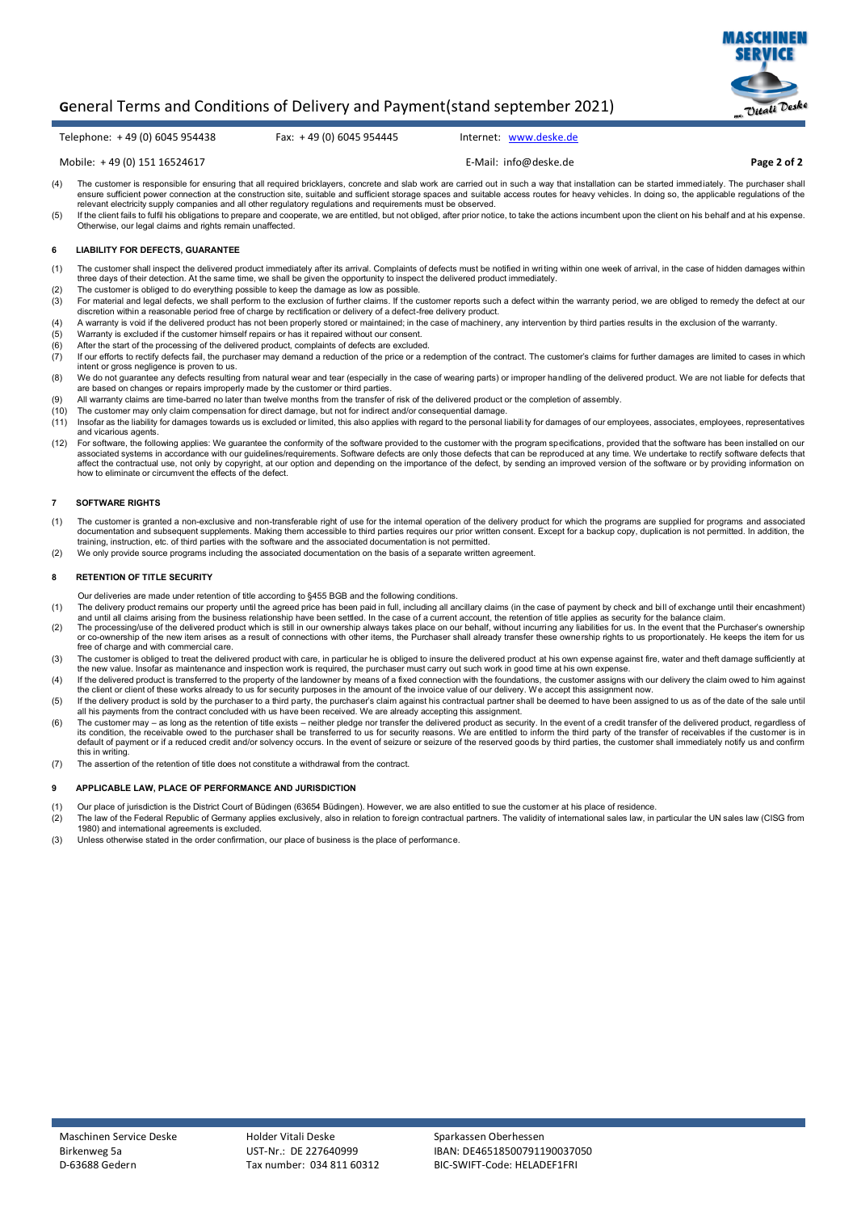(4) The customer is responsible for ensuring that all required bricklayers, concrete and slab work are carried out in such a way that installation can be started immediately. The purchaser shall ensure sufficient power connection at the construction site, suitable and sufficient storage spaces and suitable access routes for heavy vehicles. In doing so, the applicable regulations of the relevant electricity supply companies and all other regulatory regulations and requirements must be observed.

(5) If the client fails to fulfil his obligations to prepare and cooperate, we are entitled, but not obliged, after prior notice, to take the actions incumbent upon the client on his behalf and at his expense. Otherwise, our legal claims and rights remain unaffected.

## 6 LIABILITY FOR DEFECTS, GUARANTEE

(1) The customer shall inspect the delivered product immediately after its arrival. Complaints of defects must be notified in writing within one week of arrival, in the case of hidden damages within three days of their detection. At the same time, we shall be given the opportunity to inspect the delivered product immediately.

(2) The customer is obliged to do everything possible to keep the damage as low as possible.

(3) For material and legal defects, we shall perform to the exclusion of further claims. If the customer reports such a defect within the warranty period, we are obliged to remedy the defect at our discretion within a reasonable period free of charge by rectification or delivery of a defect-free delivery product.

(4) A warranty is void if the delivered product has not been properly stored or maintained; in the case of machinery, any intervention by third parties results in the exclusion of the warranty.

(5) Warranty is excluded if the customer himself repairs or has it repaired without our consent.

(6) After the start of the processing of the delivered product, complaints of defects are excluded.

(7) If our efforts to rectify defects fail, the purchaser may demand a reduction of the price or a redemption of the contract. The customer's claims for further damages are limited to cases in which intent or gross negligence is proven to us.

(8) We do not guarantee any defects resulting from natural wear and tear (especially in the case of wearing parts) or improper handling of the delivered product. We are not liable for defects that are based on changes or repairs improperly made by the customer or third parties.

(9) All warranty claims are time-barred no later than twelve months from the transfer of risk of the delivered product or the completion of assembly.

(10) The customer may only claim compensation for direct damage, but not for indirect and/or consequential damage.

(11) Insofar as the liability for damages towards us is excluded or limited, this also applies with regard to the personal liability for damages of our employees, associates, employees, representatives and vicarious agents.

(12) For software, the following applies: We guarantee the conformity of the software provided to the customer with the program specifications, provided that the software has been installed on our associated systems in accordance with our guidelines/requirements. Software defects are only those defects that can be reproduced at any time. We undertake to rectify software defects that affect the contractual use, not only by copyright, at our option and depending on the importance of the defect, by sending an improved version of the software or by providing information on how to eliminate or circumvent the effects of the defect.

## 7 SOFTWARE RIGHTS

(1) The customer is granted a non-exclusive and non-transferable right of use for the internal operation of the delivery product for which the programs are supplied for programs and associated documentation and subsequent supplements. Making them accessible to third parties requires our prior written consent. Except for a backup copy, duplication is not permitted. In addition, the training, instruction, etc. of third parties with the software and the associated documentation is not permitted.

(2) We only provide source programs including the associated documentation on the basis of a separate written agreement.

## 8 RETENTION OF TITLE SECURITY

Our deliveries are made under retention of title according to §455 BGB and the following conditions.

(1) The delivery product remains our property until the agreed price has been paid in full, including all ancillary claims (in the case of payment by check and bill of exchange until their encashment) and until all claims arising from the business relationship have been settled. In the case of a current account, the retention of title applies as security for the balance claim.

(2) The processing/use of the delivered product which is still in our ownership always takes place on our behalf, without incurring any liabilities for us. In the event that the Purchaser's ownership or co-ownership of the new item arises as a result of connections with other items, the Purchaser shall already transfer these ownership rights to us proportionately. He keeps the item for us free of charge and with commercial care.

(3) The customer is obliged to treat the delivered product with care, in particular he is obliged to insure the delivered product at his own expense against fire, water and theft damage sufficiently at the new value. Insofar as maintenance and inspection work is required, the purchaser must carry out such work in good time at his own expense.

(4) If the delivered product is transferred to the property of the landowner by means of a fixed connection with the foundations, the customer assigns with our delivery the claim owed to him against the client or client of these works already to us for security purposes in the amount of the invoice value of our delivery. We accept this assignment now.

(5) If the delivery product is sold by the purchaser to a third party, the purchaser's claim against his contractual partner shall be deemed to have been assigned to us as of the date of the sale until all his payments from the contract concluded with us have been received. We are already accepting this assignment.

(6) The customer may – as long as the retention of title exists – neither pledge nor transfer the delivered product as security. In the event of a credit transfer of the delivered product, regardless of its condition, the receivable owed to the purchaser shall be transferred to us for security reasons. We are entitled to inform the third party of the transfer of receivables if the customer is in default of payment or if a reduced credit and/or solvency occurs. In the event of seizure or seizure of the reserved goods by third parties, the customer shall immediately notify us and confirm this in writing.

(7) The assertion of the retention of title does not constitute a withdrawal from the contract.

## 9 APPLICABLE LAW, PLACE OF PERFORMANCE AND JURISDICTION

(1) Our place of jurisdiction is the District Court of Büdingen (63654 Büdingen). However, we are also entitled to sue the customer at his place of residence.

(2) The law of the Federal Republic of Germany applies exclusively, also in relation to foreign contractual partners. The validity of international sales law, in particular the UN sales law (CISG from 1980) and international agreements is excluded.

(3) Unless otherwise stated in the order confirmation, our place of business is the place of performance.